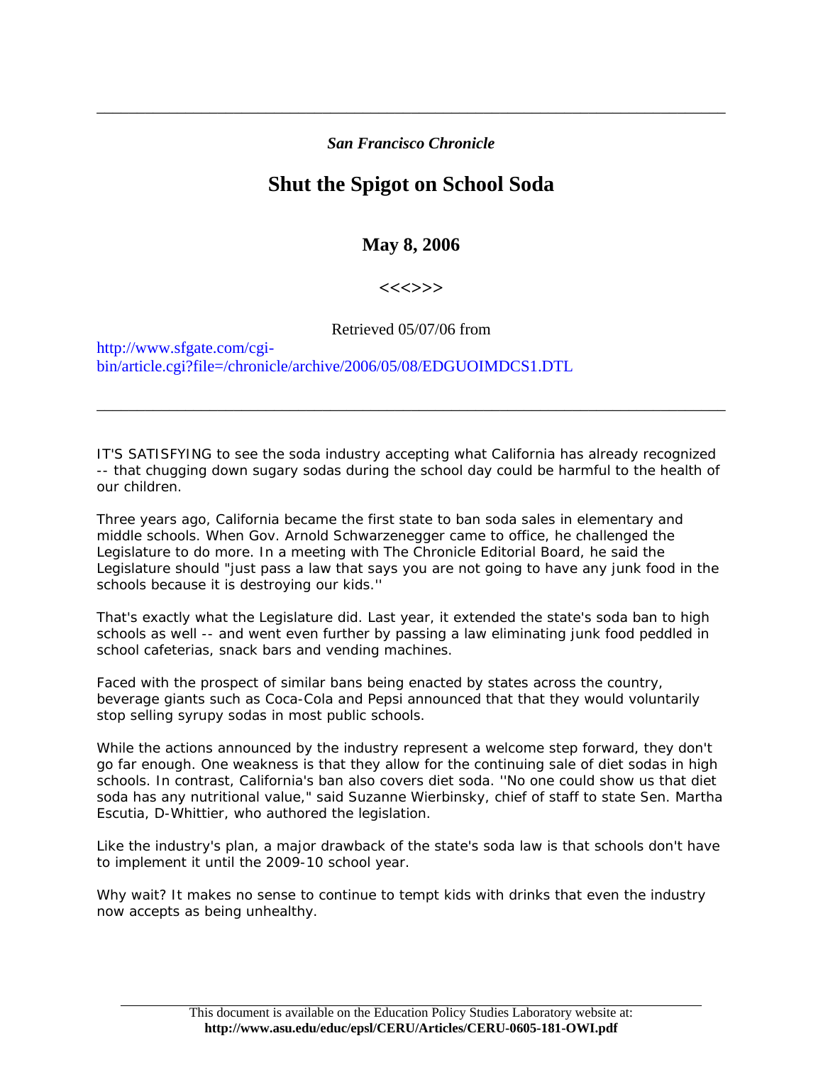*San Francisco Chronicle*

# Shut the Spigot on School Soda

## May 8, 2006

<<<>>>

Retrieved 05/07/06 from

http://www.sfgate.com/cgi-bin/article.cgi?file=/chronicle/archive/2006/05/08/EDGUOIMDCS1.DTL

---

IT'S SATISFYING to see the soda industry accepting what California has already recognized -- that chugging down sugary sodas during the school day could be harmful to the health of our children.

Three years ago, California became the first state to ban soda sales in elementary and middle schools. When Gov. Arnold Schwarzenegger came to office, he challenged the Legislature to do more. In a meeting with The Chronicle Editorial Board, he said the Legislature should "just pass a law that says you are not going to have any junk food in the schools because it is destroying our kids.''

That's exactly what the Legislature did. Last year, it extended the state's soda ban to high schools as well -- and went even further by passing a law eliminating junk food peddled in school cafeterias, snack bars and vending machines.

Faced with the prospect of similar bans being enacted by states across the country, beverage giants such as Coca-Cola and Pepsi announced that that they would voluntarily stop selling syrupy sodas in most public schools.

While the actions announced by the industry represent a welcome step forward, they don't go far enough. One weakness is that they allow for the continuing sale of diet sodas in high schools. In contrast, California's ban also covers diet soda. ''No one could show us that diet soda has any nutritional value," said Suzanne Wierbinsky, chief of staff to state Sen. Martha Escutia, D-Whittier, who authored the legislation.

Like the industry's plan, a major drawback of the state's soda law is that schools don't have to implement it until the 2009-10 school year.

Why wait? It makes no sense to continue to tempt kids with drinks that even the industry now accepts as being unhealthy.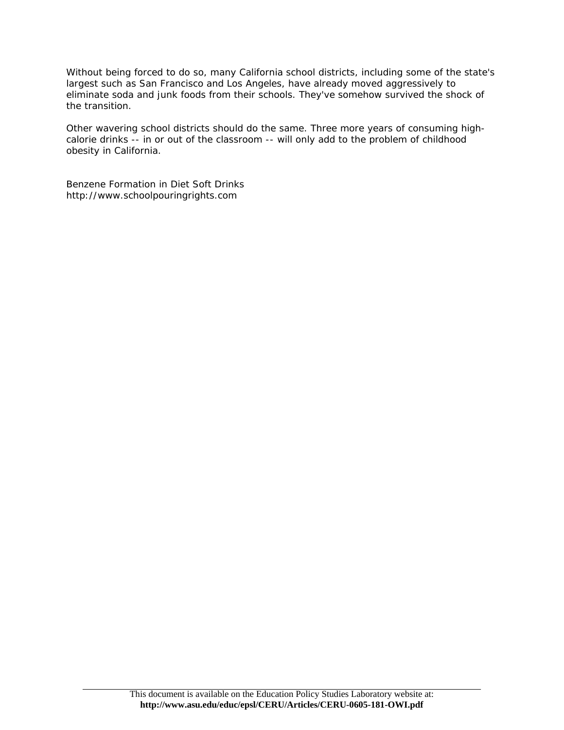Without being forced to do so, many California school districts, including some of the state's largest such as San Francisco and Los Angeles, have already moved aggressively to eliminate soda and junk foods from their schools. They've somehow survived the shock of the transition.

Other wavering school districts should do the same. Three more years of consuming high-calorie drinks -- in or out of the classroom -- will only add to the problem of childhood obesity in California.

Benzene Formation in Diet Soft Drinks
http://www.schoolpouringrights.com

This document is available on the Education Policy Studies Laboratory website at:
**http://www.asu.edu/educ/epsl/CERU/Articles/CERU-0605-181-OWI.pdf**